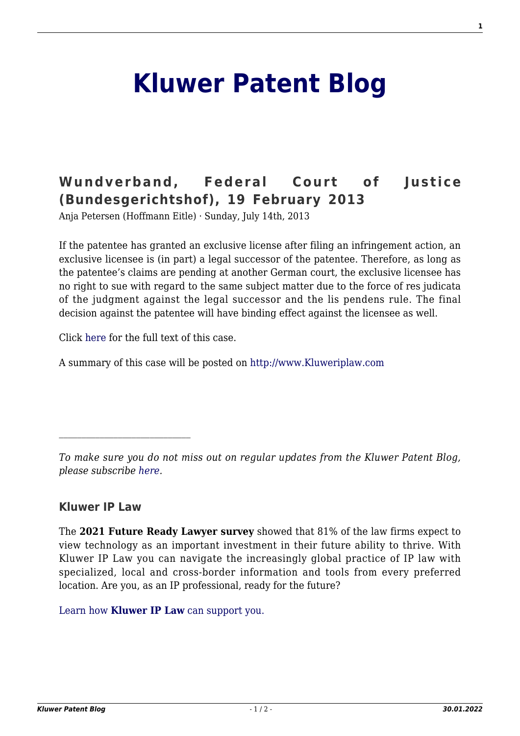# Kluwer Patent Blog

## Wundverband, Federal Court of Justice (Bundesgerichtshof), 19 February 2013

Anja Petersen (Hoffmann Eitle) · Sunday, July 14th, 2013

If the patentee has granted an exclusive license after filing an infringement action, an exclusive licensee is (in part) a legal successor of the patentee. Therefore, as long as the patentee's claims are pending at another German court, the exclusive licensee has no right to sue with regard to the same subject matter due to the force of res judicata of the judgment against the legal successor and the lis pendens rule. The final decision against the patentee will have binding effect against the licensee as well.

Click here for the full text of this case.

A summary of this case will be posted on http://www.Kluweriplaw.com

---

*To make sure you do not miss out on regular updates from the Kluwer Patent Blog, please subscribe here.*

### Kluwer IP Law

The **2021 Future Ready Lawyer survey** showed that 81% of the law firms expect to view technology as an important investment in their future ability to thrive. With Kluwer IP Law you can navigate the increasingly global practice of IP law with specialized, local and cross-border information and tools from every preferred location. Are you, as an IP professional, ready for the future?

Learn how **Kluwer IP Law** can support you.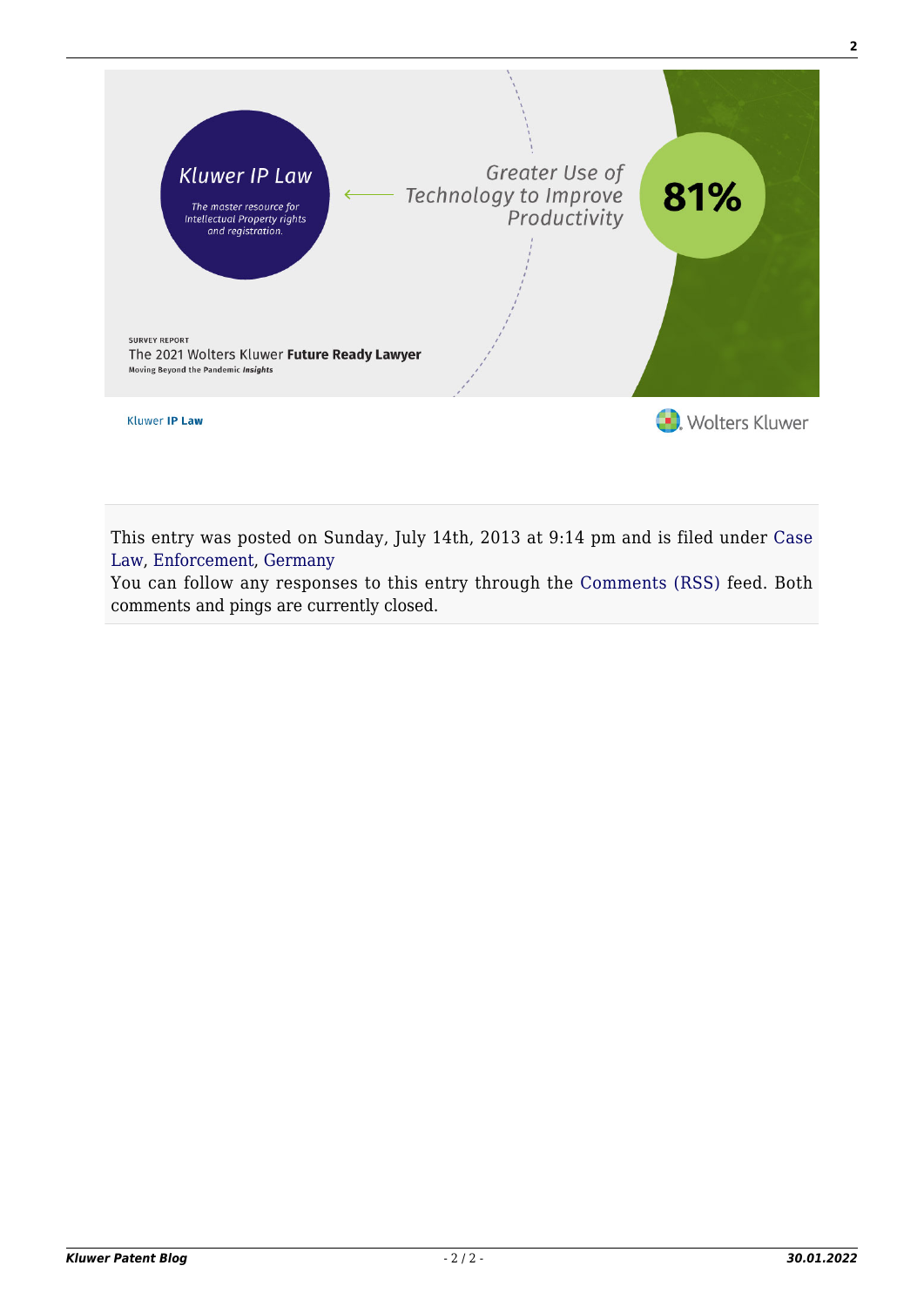Kluwer IP Law

The master resource for Intellectual Property rights and registration.

Greater Use of Technology to Improve Productivity

81%

SURVEY REPORT

The 2021 Wolters Kluwer **Future Ready Lawyer**

Moving Beyond the Pandemic *Insights*

Kluwer **IP Law**

Wolters Kluwer

This entry was posted on Sunday, July 14th, 2013 at 9:14 pm and is filed under Case Law, Enforcement, Germany
You can follow any responses to this entry through the Comments (RSS) feed. Both comments and pings are currently closed.